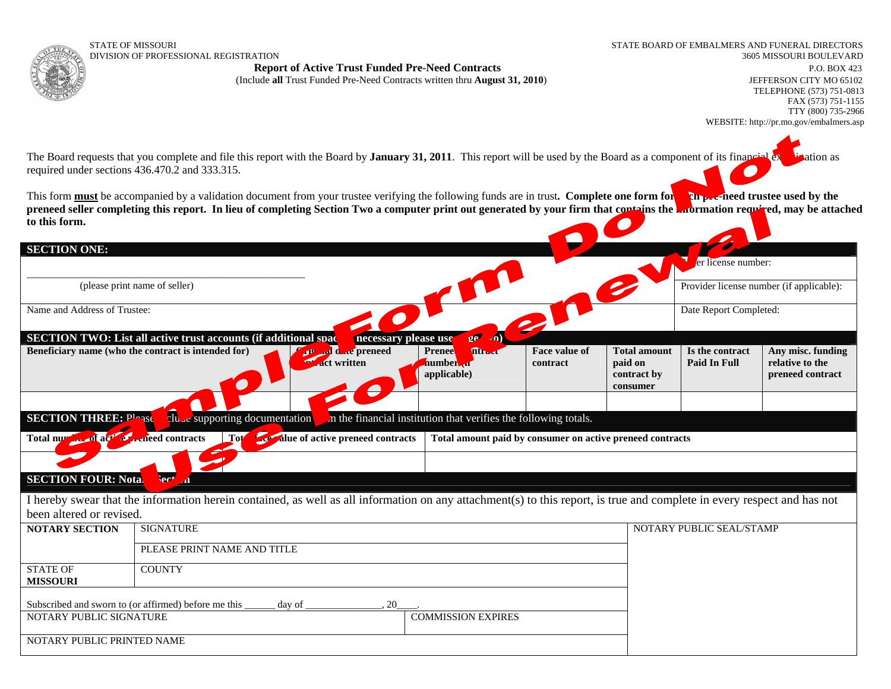STATE OF MISSOURI
DIVISION OF PROFESSIONAL REGISTRATION

STATE BOARD OF EMBALMERS AND FUNERAL DIRECTORS
3605 MISSOURI BOULEVARD
P.O. BOX 423
JEFFERSON CITY MO 65102
TELEPHONE (573) 751-0813
FAX (573) 751-1155
TTY (800) 735-2966
WEBSITE: http://pr.mo.gov/embalmers.asp

# Report of Active Trust Funded Pre-Need Contracts

(Include **all** Trust Funded Pre-Need Contracts written thru **August 31, 2010**)

Sample Form Do Not Use For Renewal

The Board requests that you complete and file this report with the Board by **January 31, 2011**. This report will be used by the Board as a component of its financial examination as required under sections 436.470.2 and 333.315.

This form **must** be accompanied by a validation document from your trustee verifying the following funds are in trust**. Complete one form for each pre-need trustee used by the preneed seller completing this report. In lieu of completing Section Two a computer print out generated by your firm that contains the information required, may be attached to this form.**

## SECTION ONE:

| | |
|---|---|
| ______________________________________________ (please print name of seller) | Seller license number: |
| | Provider license number (if applicable): |
| Name and Address of Trustee: | Date Report Completed: |

## SECTION TWO: List all active trust accounts (if additional space is necessary please use page two)

| Beneficiary name (who the contract is intended for) | Original date preneed contract written | Preneed contract number (if applicable) | Face value of contract | Total amount paid on contract by consumer | Is the contract Paid In Full | Any misc. funding relative to the preneed contract |
|---|---|---|---|---|---|---|
| | | | | | | |

## SECTION THREE: Please include supporting documentation from the financial institution that verifies the following totals.

| Total number of active preneed contracts | Total face value of active preneed contracts | Total amount paid by consumer on active preneed contracts |
|---|---|---|
| | | |

## SECTION FOUR: Notary Section

I hereby swear that the information herein contained, as well as all information on any attachment(s) to this report, is true and complete in every respect and has not been altered or revised.

| | | |
|---|---|---|
| **NOTARY SECTION** | SIGNATURE | NOTARY PUBLIC SEAL/STAMP |
| | PLEASE PRINT NAME AND TITLE | |
| STATE OF **MISSOURI** | COUNTY | |

Subscribed and sworn to (or affirmed) before me this ______ day of _______________, 20____.

| | |
|---|---|
| NOTARY PUBLIC SIGNATURE | COMMISSION EXPIRES |
| NOTARY PUBLIC PRINTED NAME | |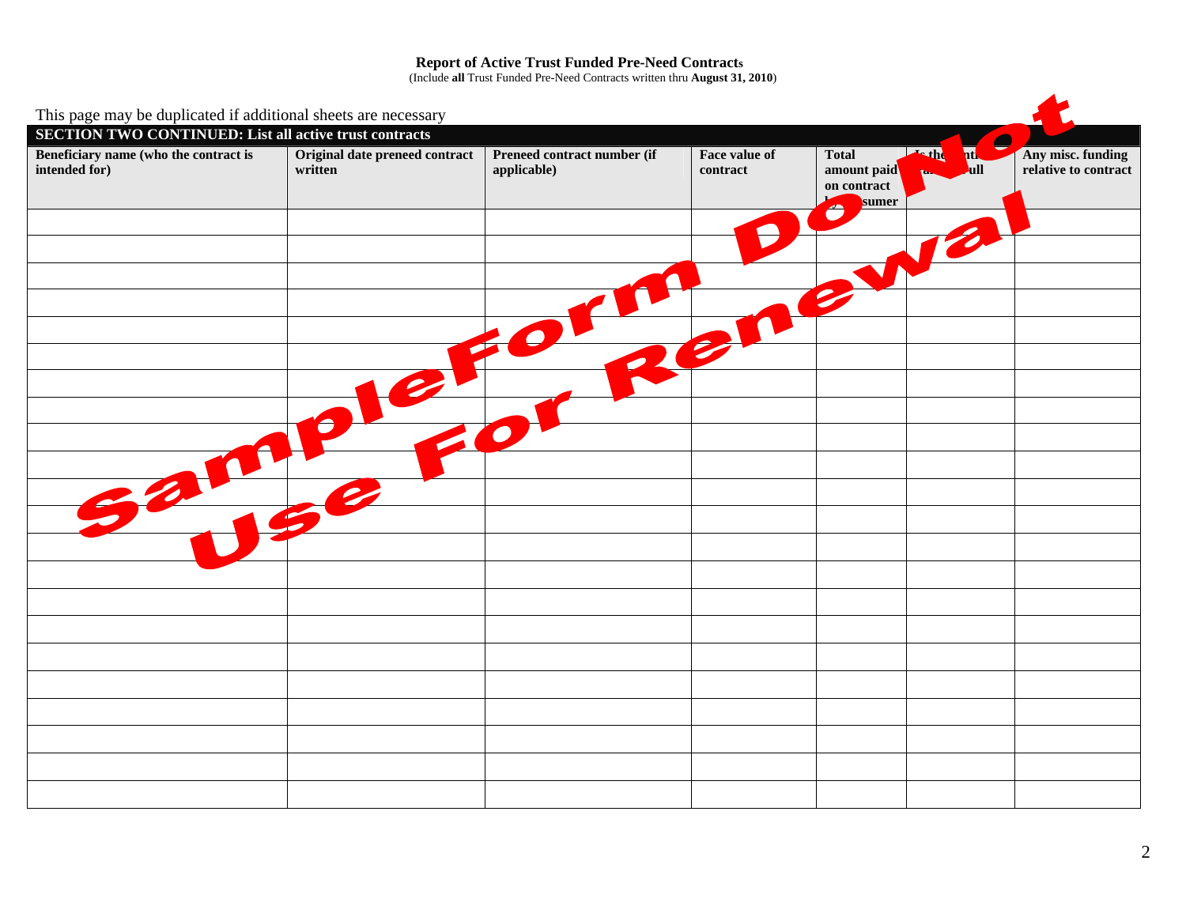**Report of Active Trust Funded Pre-Need Contracts**
(Include **all** Trust Funded Pre-Need Contracts written thru **August 31, 2010**)

Sample Form Do Not Use For Renewal

This page may be duplicated if additional sheets are necessary

**SECTION TWO CONTINUED: List all active trust contracts**

| Beneficiary name (who the contract is intended for) | Original date preneed contract written | Preneed contract number (if applicable) | Face value of contract | Total amount paid on contract by consumer | Is the contract paid in full | Any misc. funding relative to contract |
|---|---|---|---|---|---|---|
| | | | | | | |
| | | | | | | |
| | | | | | | |
| | | | | | | |
| | | | | | | |
| | | | | | | |
| | | | | | | |
| | | | | | | |
| | | | | | | |
| | | | | | | |
| | | | | | | |
| | | | | | | |
| | | | | | | |
| | | | | | | |
| | | | | | | |
| | | | | | | |
| | | | | | | |
| | | | | | | |
| | | | | | | |
| | | | | | | |
| | | | | | | |
| | | | | | | |